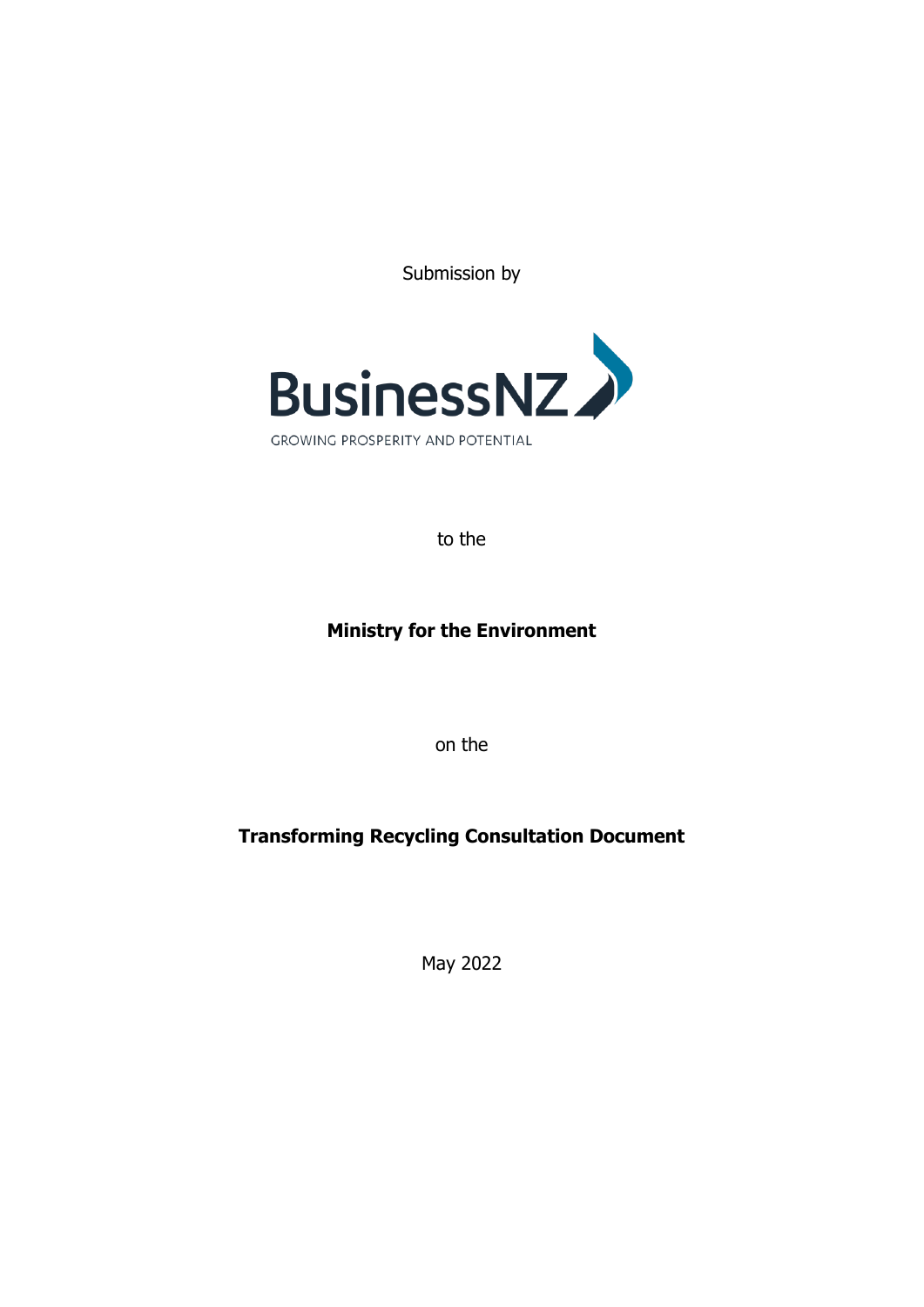Submission by

BusinessNZ

GROWING PROSPERITY AND POTENTIAL

to the

**Ministry for the Environment**

on the

**Transforming Recycling Consultation Document**

May 2022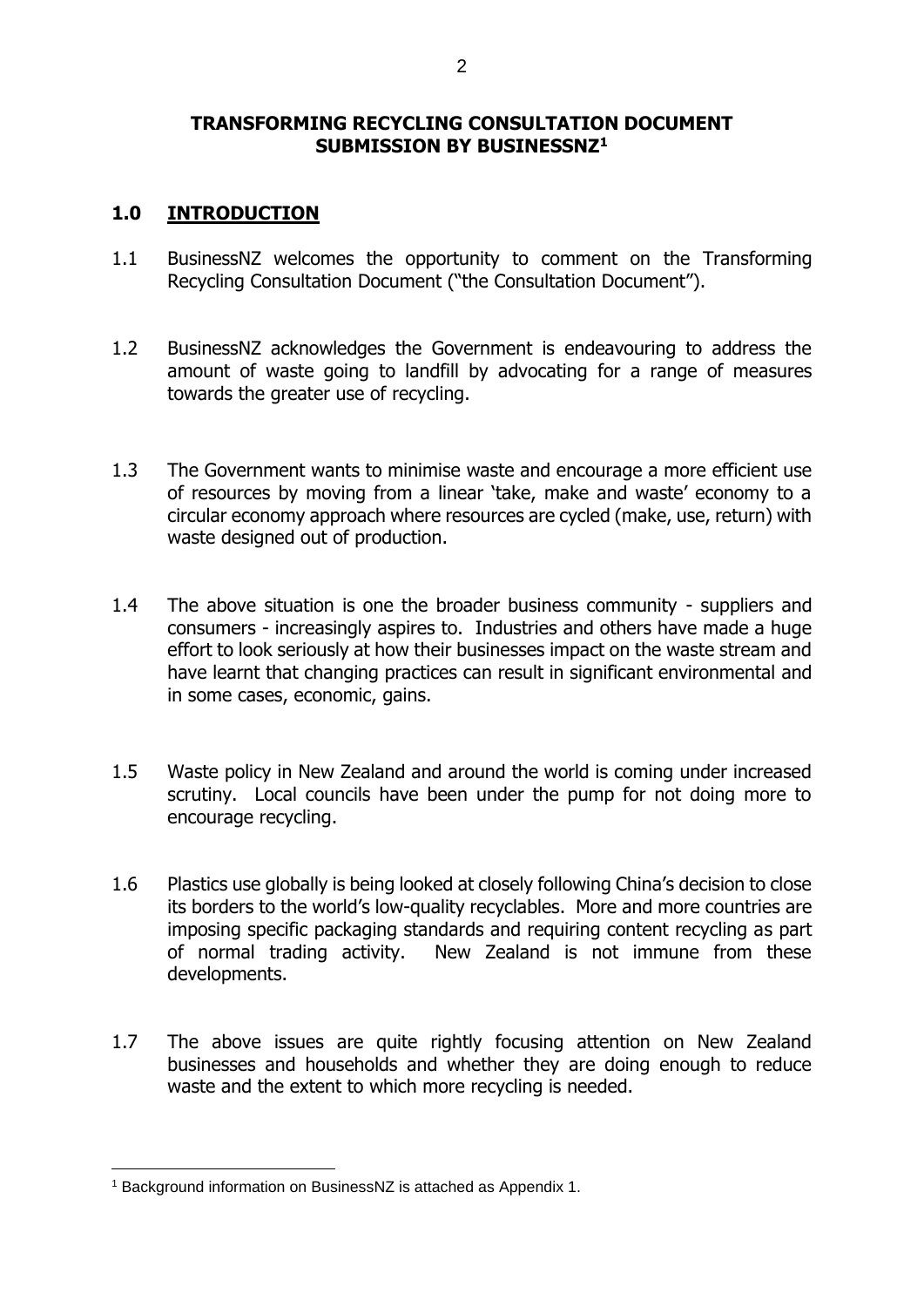**TRANSFORMING RECYCLING CONSULTATION DOCUMENT SUBMISSION BY BUSINESSNZ[1]**

## 1.0 INTRODUCTION

1.1 BusinessNZ welcomes the opportunity to comment on the Transforming Recycling Consultation Document ("the Consultation Document").

1.2 BusinessNZ acknowledges the Government is endeavouring to address the amount of waste going to landfill by advocating for a range of measures towards the greater use of recycling.

1.3 The Government wants to minimise waste and encourage a more efficient use of resources by moving from a linear 'take, make and waste' economy to a circular economy approach where resources are cycled (make, use, return) with waste designed out of production.

1.4 The above situation is one the broader business community - suppliers and consumers - increasingly aspires to. Industries and others have made a huge effort to look seriously at how their businesses impact on the waste stream and have learnt that changing practices can result in significant environmental and in some cases, economic, gains.

1.5 Waste policy in New Zealand and around the world is coming under increased scrutiny. Local councils have been under the pump for not doing more to encourage recycling.

1.6 Plastics use globally is being looked at closely following China's decision to close its borders to the world's low-quality recyclables. More and more countries are imposing specific packaging standards and requiring content recycling as part of normal trading activity. New Zealand is not immune from these developments.

1.7 The above issues are quite rightly focusing attention on New Zealand businesses and households and whether they are doing enough to reduce waste and the extent to which more recycling is needed.

[1] Background information on BusinessNZ is attached as Appendix 1.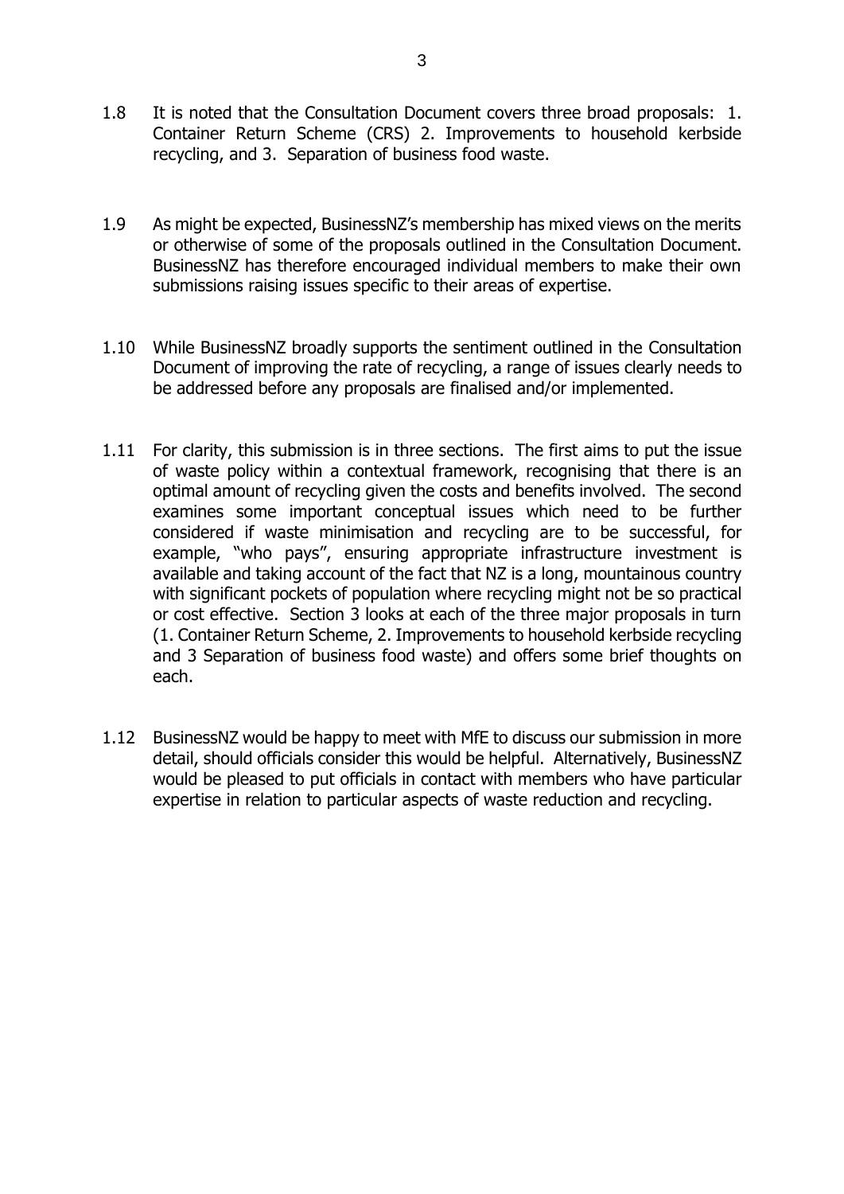1.8 It is noted that the Consultation Document covers three broad proposals: 1. Container Return Scheme (CRS) 2. Improvements to household kerbside recycling, and 3. Separation of business food waste.

1.9 As might be expected, BusinessNZ's membership has mixed views on the merits or otherwise of some of the proposals outlined in the Consultation Document. BusinessNZ has therefore encouraged individual members to make their own submissions raising issues specific to their areas of expertise.

1.10 While BusinessNZ broadly supports the sentiment outlined in the Consultation Document of improving the rate of recycling, a range of issues clearly needs to be addressed before any proposals are finalised and/or implemented.

1.11 For clarity, this submission is in three sections. The first aims to put the issue of waste policy within a contextual framework, recognising that there is an optimal amount of recycling given the costs and benefits involved. The second examines some important conceptual issues which need to be further considered if waste minimisation and recycling are to be successful, for example, "who pays", ensuring appropriate infrastructure investment is available and taking account of the fact that NZ is a long, mountainous country with significant pockets of population where recycling might not be so practical or cost effective. Section 3 looks at each of the three major proposals in turn (1. Container Return Scheme, 2. Improvements to household kerbside recycling and 3 Separation of business food waste) and offers some brief thoughts on each.

1.12 BusinessNZ would be happy to meet with MfE to discuss our submission in more detail, should officials consider this would be helpful. Alternatively, BusinessNZ would be pleased to put officials in contact with members who have particular expertise in relation to particular aspects of waste reduction and recycling.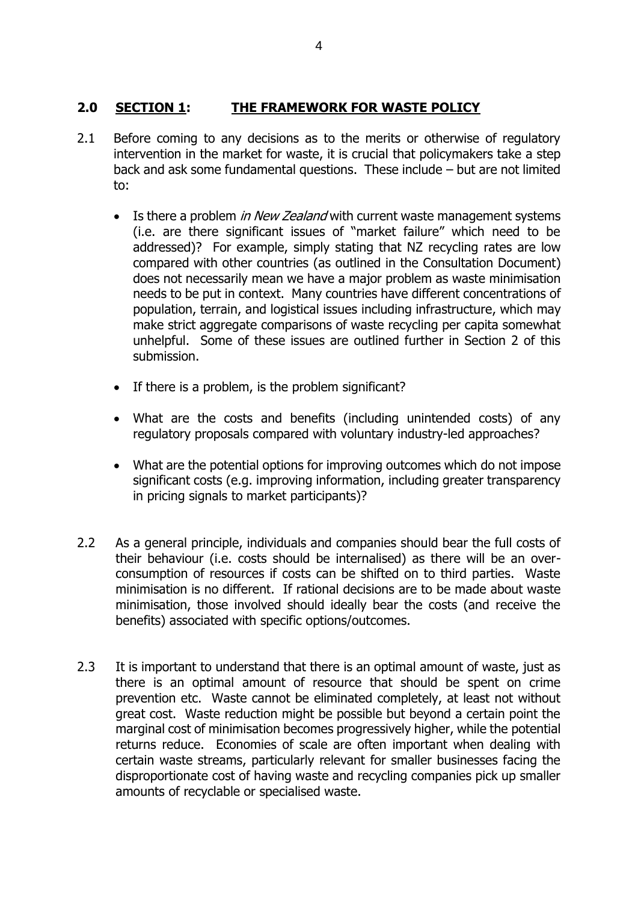## 2.0 <u>SECTION 1</u>: <u>THE FRAMEWORK FOR WASTE POLICY</u>

2.1 Before coming to any decisions as to the merits or otherwise of regulatory intervention in the market for waste, it is crucial that policymakers take a step back and ask some fundamental questions. These include – but are not limited to:

- Is there a problem *in New Zealand* with current waste management systems (i.e. are there significant issues of "market failure" which need to be addressed)? For example, simply stating that NZ recycling rates are low compared with other countries (as outlined in the Consultation Document) does not necessarily mean we have a major problem as waste minimisation needs to be put in context. Many countries have different concentrations of population, terrain, and logistical issues including infrastructure, which may make strict aggregate comparisons of waste recycling per capita somewhat unhelpful. Some of these issues are outlined further in Section 2 of this submission.

- If there is a problem, is the problem significant?

- What are the costs and benefits (including unintended costs) of any regulatory proposals compared with voluntary industry-led approaches?

- What are the potential options for improving outcomes which do not impose significant costs (e.g. improving information, including greater transparency in pricing signals to market participants)?

2.2 As a general principle, individuals and companies should bear the full costs of their behaviour (i.e. costs should be internalised) as there will be an over-consumption of resources if costs can be shifted on to third parties. Waste minimisation is no different. If rational decisions are to be made about waste minimisation, those involved should ideally bear the costs (and receive the benefits) associated with specific options/outcomes.

2.3 It is important to understand that there is an optimal amount of waste, just as there is an optimal amount of resource that should be spent on crime prevention etc. Waste cannot be eliminated completely, at least not without great cost. Waste reduction might be possible but beyond a certain point the marginal cost of minimisation becomes progressively higher, while the potential returns reduce. Economies of scale are often important when dealing with certain waste streams, particularly relevant for smaller businesses facing the disproportionate cost of having waste and recycling companies pick up smaller amounts of recyclable or specialised waste.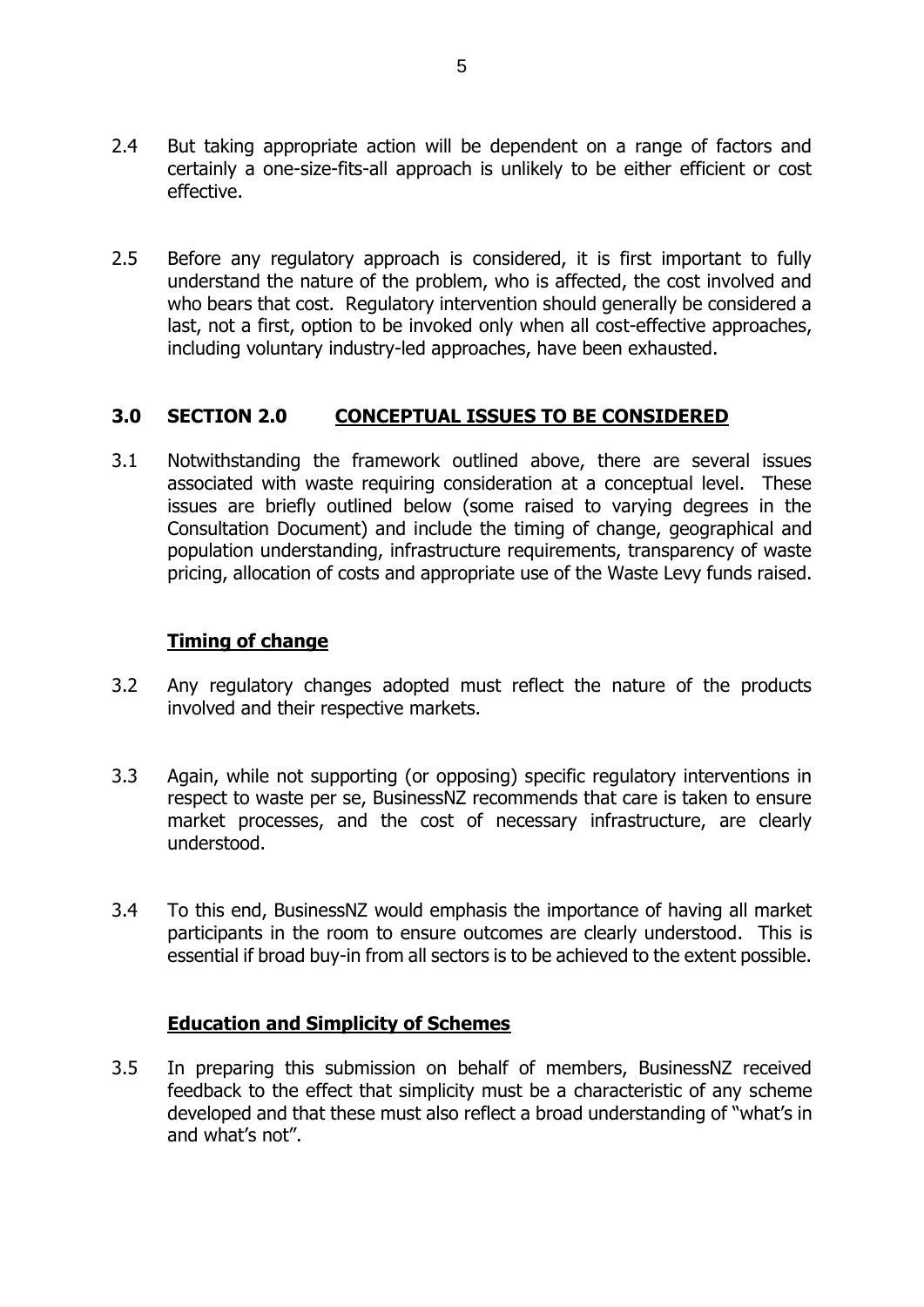2.4 But taking appropriate action will be dependent on a range of factors and certainly a one-size-fits-all approach is unlikely to be either efficient or cost effective.

2.5 Before any regulatory approach is considered, it is first important to fully understand the nature of the problem, who is affected, the cost involved and who bears that cost. Regulatory intervention should generally be considered a last, not a first, option to be invoked only when all cost-effective approaches, including voluntary industry-led approaches, have been exhausted.

## 3.0 SECTION 2.0 <u>CONCEPTUAL ISSUES TO BE CONSIDERED</u>

3.1 Notwithstanding the framework outlined above, there are several issues associated with waste requiring consideration at a conceptual level. These issues are briefly outlined below (some raised to varying degrees in the Consultation Document) and include the timing of change, geographical and population understanding, infrastructure requirements, transparency of waste pricing, allocation of costs and appropriate use of the Waste Levy funds raised.

### <u>Timing of change</u>

3.2 Any regulatory changes adopted must reflect the nature of the products involved and their respective markets.

3.3 Again, while not supporting (or opposing) specific regulatory interventions in respect to waste per se, BusinessNZ recommends that care is taken to ensure market processes, and the cost of necessary infrastructure, are clearly understood.

3.4 To this end, BusinessNZ would emphasis the importance of having all market participants in the room to ensure outcomes are clearly understood. This is essential if broad buy-in from all sectors is to be achieved to the extent possible.

### <u>Education and Simplicity of Schemes</u>

3.5 In preparing this submission on behalf of members, BusinessNZ received feedback to the effect that simplicity must be a characteristic of any scheme developed and that these must also reflect a broad understanding of "what's in and what's not".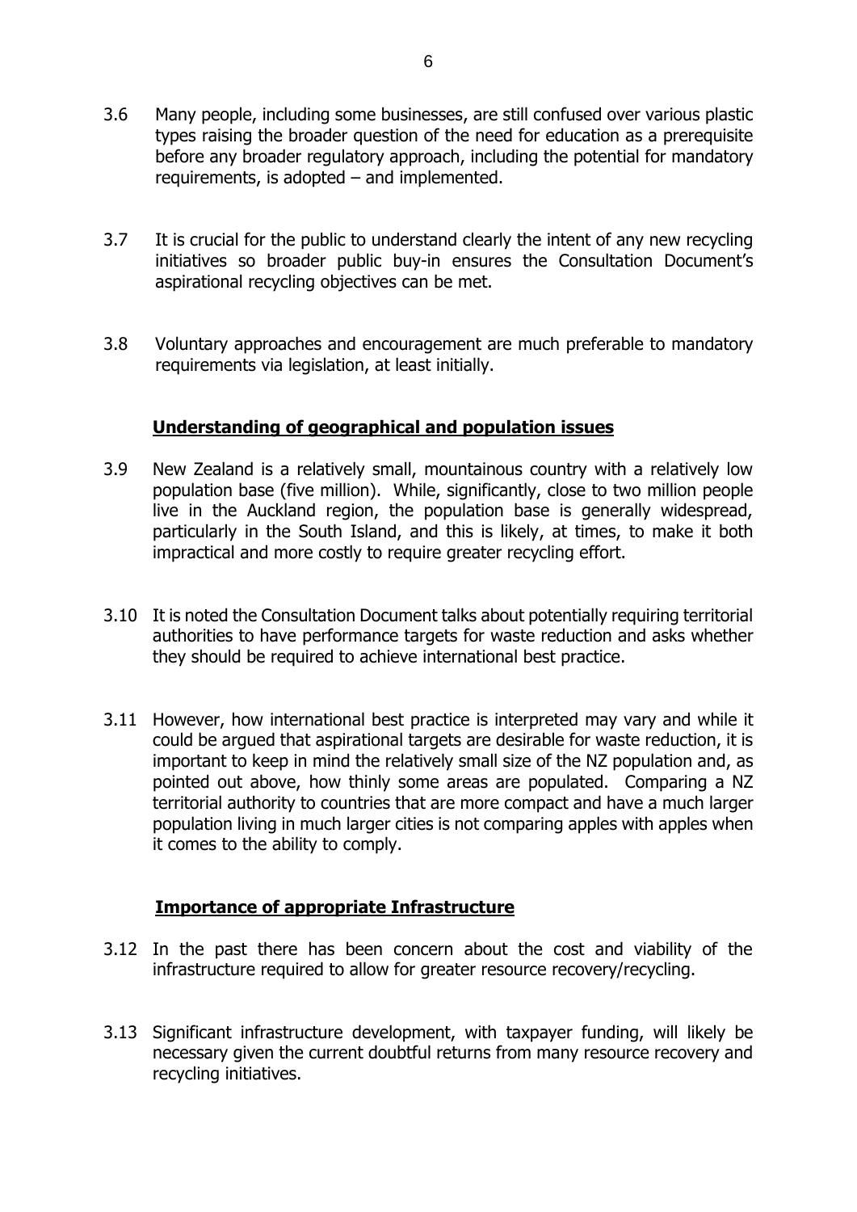3.6 Many people, including some businesses, are still confused over various plastic types raising the broader question of the need for education as a prerequisite before any broader regulatory approach, including the potential for mandatory requirements, is adopted – and implemented.

3.7 It is crucial for the public to understand clearly the intent of any new recycling initiatives so broader public buy-in ensures the Consultation Document's aspirational recycling objectives can be met.

3.8 Voluntary approaches and encouragement are much preferable to mandatory requirements via legislation, at least initially.

**<u>Understanding of geographical and population issues</u>**

3.9 New Zealand is a relatively small, mountainous country with a relatively low population base (five million). While, significantly, close to two million people live in the Auckland region, the population base is generally widespread, particularly in the South Island, and this is likely, at times, to make it both impractical and more costly to require greater recycling effort.

3.10 It is noted the Consultation Document talks about potentially requiring territorial authorities to have performance targets for waste reduction and asks whether they should be required to achieve international best practice.

3.11 However, how international best practice is interpreted may vary and while it could be argued that aspirational targets are desirable for waste reduction, it is important to keep in mind the relatively small size of the NZ population and, as pointed out above, how thinly some areas are populated. Comparing a NZ territorial authority to countries that are more compact and have a much larger population living in much larger cities is not comparing apples with apples when it comes to the ability to comply.

**<u>Importance of appropriate Infrastructure</u>**

3.12 In the past there has been concern about the cost and viability of the infrastructure required to allow for greater resource recovery/recycling.

3.13 Significant infrastructure development, with taxpayer funding, will likely be necessary given the current doubtful returns from many resource recovery and recycling initiatives.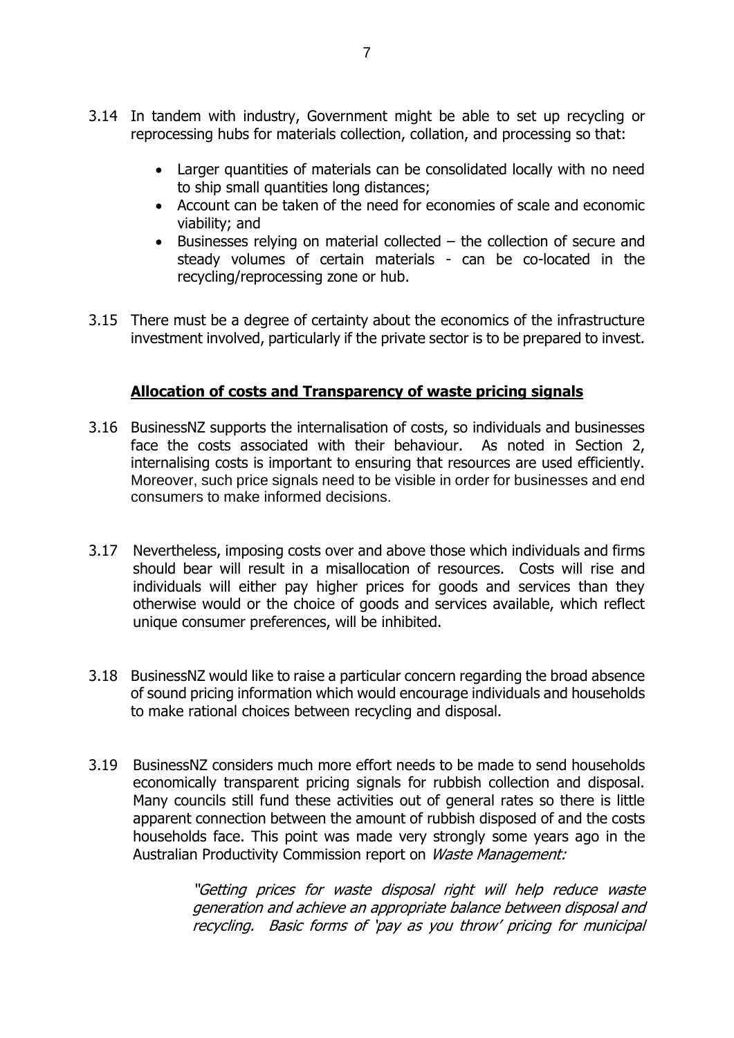3.14 In tandem with industry, Government might be able to set up recycling or reprocessing hubs for materials collection, collation, and processing so that:

- Larger quantities of materials can be consolidated locally with no need to ship small quantities long distances;
- Account can be taken of the need for economies of scale and economic viability; and
- Businesses relying on material collected – the collection of secure and steady volumes of certain materials - can be co-located in the recycling/reprocessing zone or hub.

3.15 There must be a degree of certainty about the economics of the infrastructure investment involved, particularly if the private sector is to be prepared to invest.

## Allocation of costs and Transparency of waste pricing signals

3.16 BusinessNZ supports the internalisation of costs, so individuals and businesses face the costs associated with their behaviour. As noted in Section 2, internalising costs is important to ensuring that resources are used efficiently. Moreover, such price signals need to be visible in order for businesses and end consumers to make informed decisions.

3.17 Nevertheless, imposing costs over and above those which individuals and firms should bear will result in a misallocation of resources. Costs will rise and individuals will either pay higher prices for goods and services than they otherwise would or the choice of goods and services available, which reflect unique consumer preferences, will be inhibited.

3.18 BusinessNZ would like to raise a particular concern regarding the broad absence of sound pricing information which would encourage individuals and households to make rational choices between recycling and disposal.

3.19 BusinessNZ considers much more effort needs to be made to send households economically transparent pricing signals for rubbish collection and disposal. Many councils still fund these activities out of general rates so there is little apparent connection between the amount of rubbish disposed of and the costs households face. This point was made very strongly some years ago in the Australian Productivity Commission report on *Waste Management:*

> *"Getting prices for waste disposal right will help reduce waste generation and achieve an appropriate balance between disposal and recycling. Basic forms of 'pay as you throw' pricing for municipal*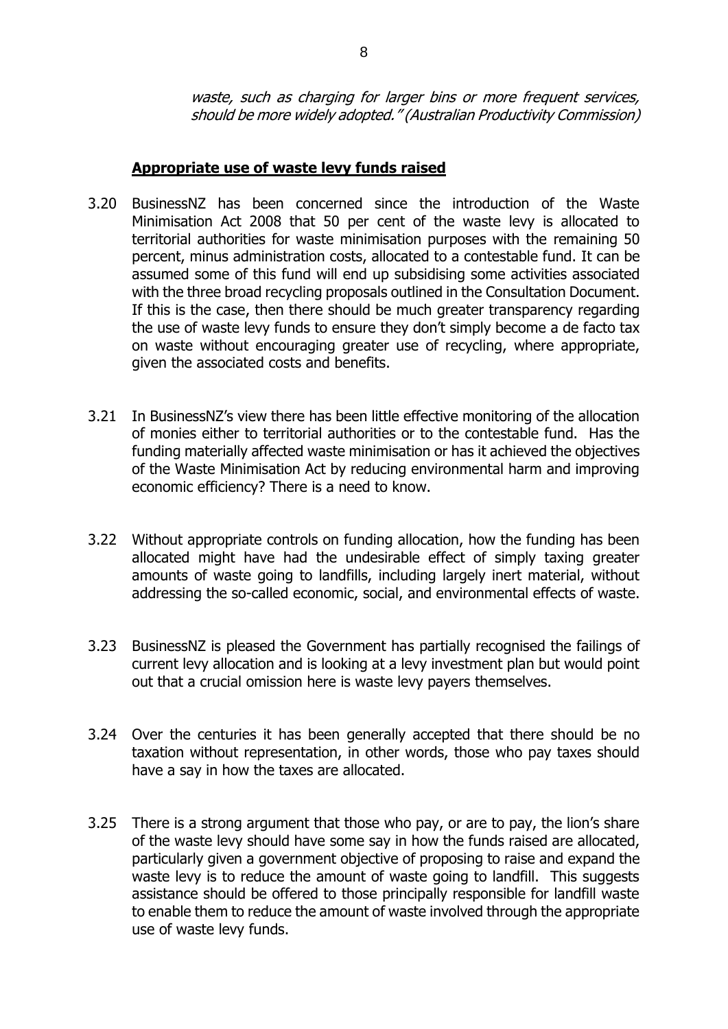*waste, such as charging for larger bins or more frequent services, should be more widely adopted." (Australian Productivity Commission)*

**Appropriate use of waste levy funds raised**

3.20 BusinessNZ has been concerned since the introduction of the Waste Minimisation Act 2008 that 50 per cent of the waste levy is allocated to territorial authorities for waste minimisation purposes with the remaining 50 percent, minus administration costs, allocated to a contestable fund. It can be assumed some of this fund will end up subsidising some activities associated with the three broad recycling proposals outlined in the Consultation Document. If this is the case, then there should be much greater transparency regarding the use of waste levy funds to ensure they don't simply become a de facto tax on waste without encouraging greater use of recycling, where appropriate, given the associated costs and benefits.

3.21 In BusinessNZ's view there has been little effective monitoring of the allocation of monies either to territorial authorities or to the contestable fund. Has the funding materially affected waste minimisation or has it achieved the objectives of the Waste Minimisation Act by reducing environmental harm and improving economic efficiency? There is a need to know.

3.22 Without appropriate controls on funding allocation, how the funding has been allocated might have had the undesirable effect of simply taxing greater amounts of waste going to landfills, including largely inert material, without addressing the so-called economic, social, and environmental effects of waste.

3.23 BusinessNZ is pleased the Government has partially recognised the failings of current levy allocation and is looking at a levy investment plan but would point out that a crucial omission here is waste levy payers themselves.

3.24 Over the centuries it has been generally accepted that there should be no taxation without representation, in other words, those who pay taxes should have a say in how the taxes are allocated.

3.25 There is a strong argument that those who pay, or are to pay, the lion's share of the waste levy should have some say in how the funds raised are allocated, particularly given a government objective of proposing to raise and expand the waste levy is to reduce the amount of waste going to landfill. This suggests assistance should be offered to those principally responsible for landfill waste to enable them to reduce the amount of waste involved through the appropriate use of waste levy funds.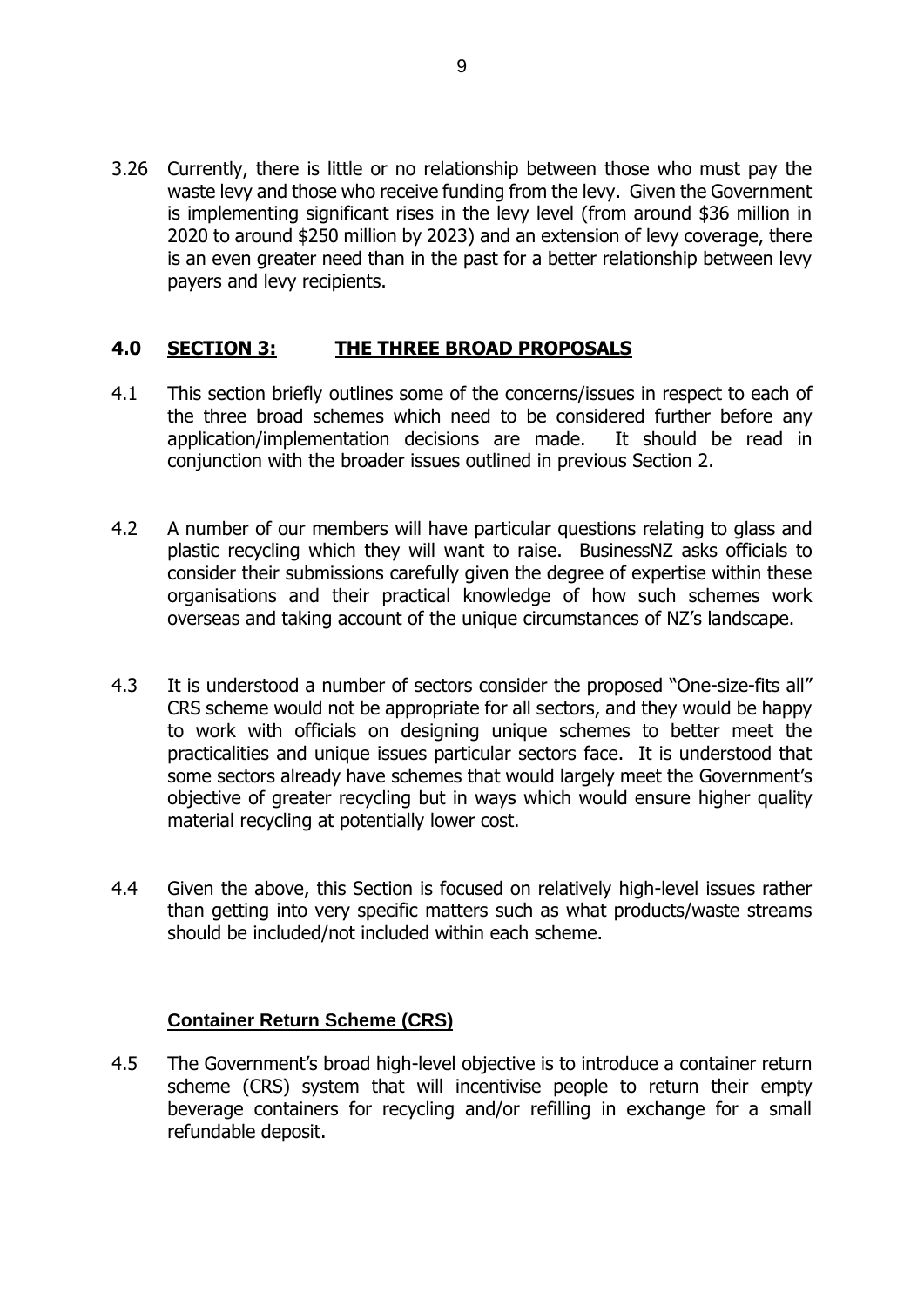3.26 Currently, there is little or no relationship between those who must pay the waste levy and those who receive funding from the levy. Given the Government is implementing significant rises in the levy level (from around $36 million in 2020 to around $250 million by 2023) and an extension of levy coverage, there is an even greater need than in the past for a better relationship between levy payers and levy recipients.

## 4.0 SECTION 3: THE THREE BROAD PROPOSALS

4.1 This section briefly outlines some of the concerns/issues in respect to each of the three broad schemes which need to be considered further before any application/implementation decisions are made. It should be read in conjunction with the broader issues outlined in previous Section 2.

4.2 A number of our members will have particular questions relating to glass and plastic recycling which they will want to raise. BusinessNZ asks officials to consider their submissions carefully given the degree of expertise within these organisations and their practical knowledge of how such schemes work overseas and taking account of the unique circumstances of NZ's landscape.

4.3 It is understood a number of sectors consider the proposed "One-size-fits all" CRS scheme would not be appropriate for all sectors, and they would be happy to work with officials on designing unique schemes to better meet the practicalities and unique issues particular sectors face. It is understood that some sectors already have schemes that would largely meet the Government's objective of greater recycling but in ways which would ensure higher quality material recycling at potentially lower cost.

4.4 Given the above, this Section is focused on relatively high-level issues rather than getting into very specific matters such as what products/waste streams should be included/not included within each scheme.

### Container Return Scheme (CRS)

4.5 The Government's broad high-level objective is to introduce a container return scheme (CRS) system that will incentivise people to return their empty beverage containers for recycling and/or refilling in exchange for a small refundable deposit.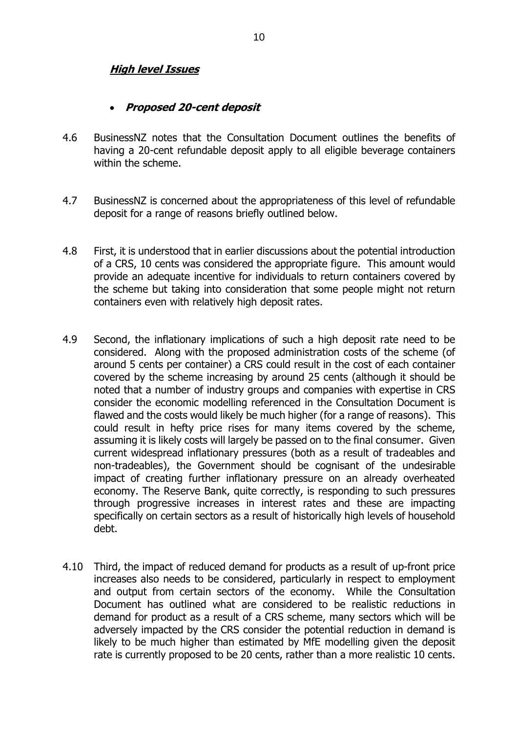### ***High level Issues***

- ***Proposed 20-cent deposit***

4.6 BusinessNZ notes that the Consultation Document outlines the benefits of having a 20-cent refundable deposit apply to all eligible beverage containers within the scheme.

4.7 BusinessNZ is concerned about the appropriateness of this level of refundable deposit for a range of reasons briefly outlined below.

4.8 First, it is understood that in earlier discussions about the potential introduction of a CRS, 10 cents was considered the appropriate figure. This amount would provide an adequate incentive for individuals to return containers covered by the scheme but taking into consideration that some people might not return containers even with relatively high deposit rates.

4.9 Second, the inflationary implications of such a high deposit rate need to be considered. Along with the proposed administration costs of the scheme (of around 5 cents per container) a CRS could result in the cost of each container covered by the scheme increasing by around 25 cents (although it should be noted that a number of industry groups and companies with expertise in CRS consider the economic modelling referenced in the Consultation Document is flawed and the costs would likely be much higher (for a range of reasons). This could result in hefty price rises for many items covered by the scheme, assuming it is likely costs will largely be passed on to the final consumer. Given current widespread inflationary pressures (both as a result of tradeables and non-tradeables), the Government should be cognisant of the undesirable impact of creating further inflationary pressure on an already overheated economy. The Reserve Bank, quite correctly, is responding to such pressures through progressive increases in interest rates and these are impacting specifically on certain sectors as a result of historically high levels of household debt.

4.10 Third, the impact of reduced demand for products as a result of up-front price increases also needs to be considered, particularly in respect to employment and output from certain sectors of the economy. While the Consultation Document has outlined what are considered to be realistic reductions in demand for product as a result of a CRS scheme, many sectors which will be adversely impacted by the CRS consider the potential reduction in demand is likely to be much higher than estimated by MfE modelling given the deposit rate is currently proposed to be 20 cents, rather than a more realistic 10 cents.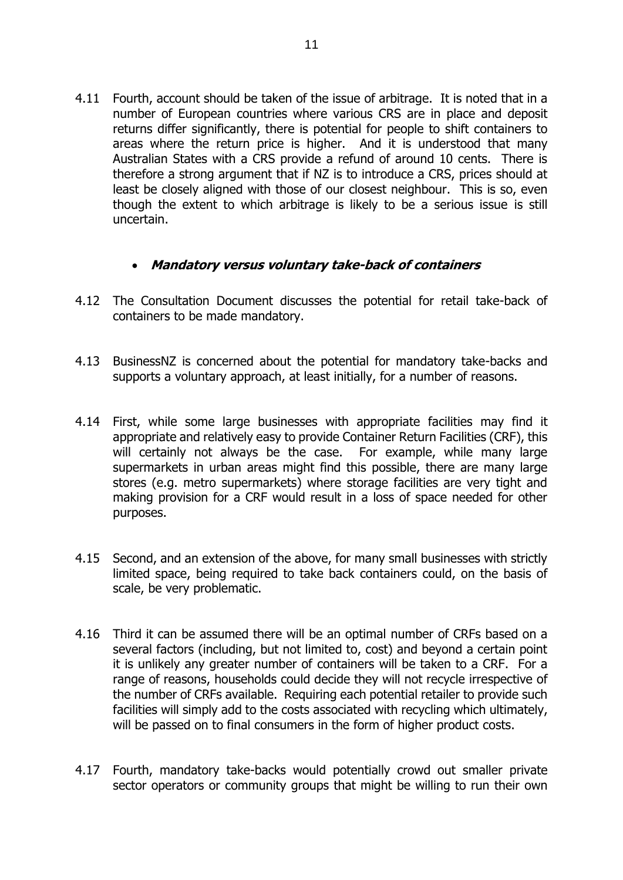4.11 Fourth, account should be taken of the issue of arbitrage. It is noted that in a number of European countries where various CRS are in place and deposit returns differ significantly, there is potential for people to shift containers to areas where the return price is higher. And it is understood that many Australian States with a CRS provide a refund of around 10 cents. There is therefore a strong argument that if NZ is to introduce a CRS, prices should at least be closely aligned with those of our closest neighbour. This is so, even though the extent to which arbitrage is likely to be a serious issue is still uncertain.

- ***Mandatory versus voluntary take-back of containers***

4.12 The Consultation Document discusses the potential for retail take-back of containers to be made mandatory.

4.13 BusinessNZ is concerned about the potential for mandatory take-backs and supports a voluntary approach, at least initially, for a number of reasons.

4.14 First, while some large businesses with appropriate facilities may find it appropriate and relatively easy to provide Container Return Facilities (CRF), this will certainly not always be the case. For example, while many large supermarkets in urban areas might find this possible, there are many large stores (e.g. metro supermarkets) where storage facilities are very tight and making provision for a CRF would result in a loss of space needed for other purposes.

4.15 Second, and an extension of the above, for many small businesses with strictly limited space, being required to take back containers could, on the basis of scale, be very problematic.

4.16 Third it can be assumed there will be an optimal number of CRFs based on a several factors (including, but not limited to, cost) and beyond a certain point it is unlikely any greater number of containers will be taken to a CRF. For a range of reasons, households could decide they will not recycle irrespective of the number of CRFs available. Requiring each potential retailer to provide such facilities will simply add to the costs associated with recycling which ultimately, will be passed on to final consumers in the form of higher product costs.

4.17 Fourth, mandatory take-backs would potentially crowd out smaller private sector operators or community groups that might be willing to run their own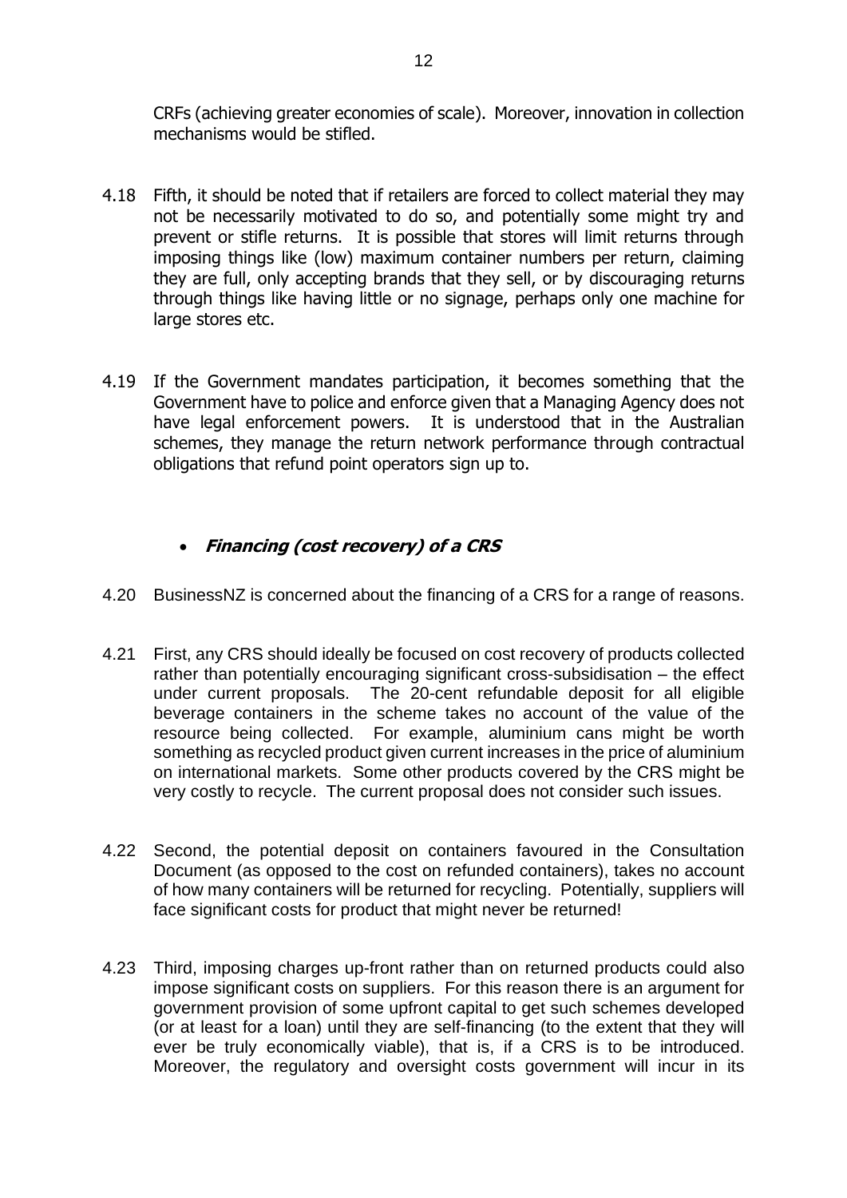CRFs (achieving greater economies of scale). Moreover, innovation in collection mechanisms would be stifled.

4.18 Fifth, it should be noted that if retailers are forced to collect material they may not be necessarily motivated to do so, and potentially some might try and prevent or stifle returns. It is possible that stores will limit returns through imposing things like (low) maximum container numbers per return, claiming they are full, only accepting brands that they sell, or by discouraging returns through things like having little or no signage, perhaps only one machine for large stores etc.

4.19 If the Government mandates participation, it becomes something that the Government have to police and enforce given that a Managing Agency does not have legal enforcement powers. It is understood that in the Australian schemes, they manage the return network performance through contractual obligations that refund point operators sign up to.

- ***Financing (cost recovery) of a CRS***

4.20 BusinessNZ is concerned about the financing of a CRS for a range of reasons.

4.21 First, any CRS should ideally be focused on cost recovery of products collected rather than potentially encouraging significant cross-subsidisation – the effect under current proposals. The 20-cent refundable deposit for all eligible beverage containers in the scheme takes no account of the value of the resource being collected. For example, aluminium cans might be worth something as recycled product given current increases in the price of aluminium on international markets. Some other products covered by the CRS might be very costly to recycle. The current proposal does not consider such issues.

4.22 Second, the potential deposit on containers favoured in the Consultation Document (as opposed to the cost on refunded containers), takes no account of how many containers will be returned for recycling. Potentially, suppliers will face significant costs for product that might never be returned!

4.23 Third, imposing charges up-front rather than on returned products could also impose significant costs on suppliers. For this reason there is an argument for government provision of some upfront capital to get such schemes developed (or at least for a loan) until they are self-financing (to the extent that they will ever be truly economically viable), that is, if a CRS is to be introduced. Moreover, the regulatory and oversight costs government will incur in its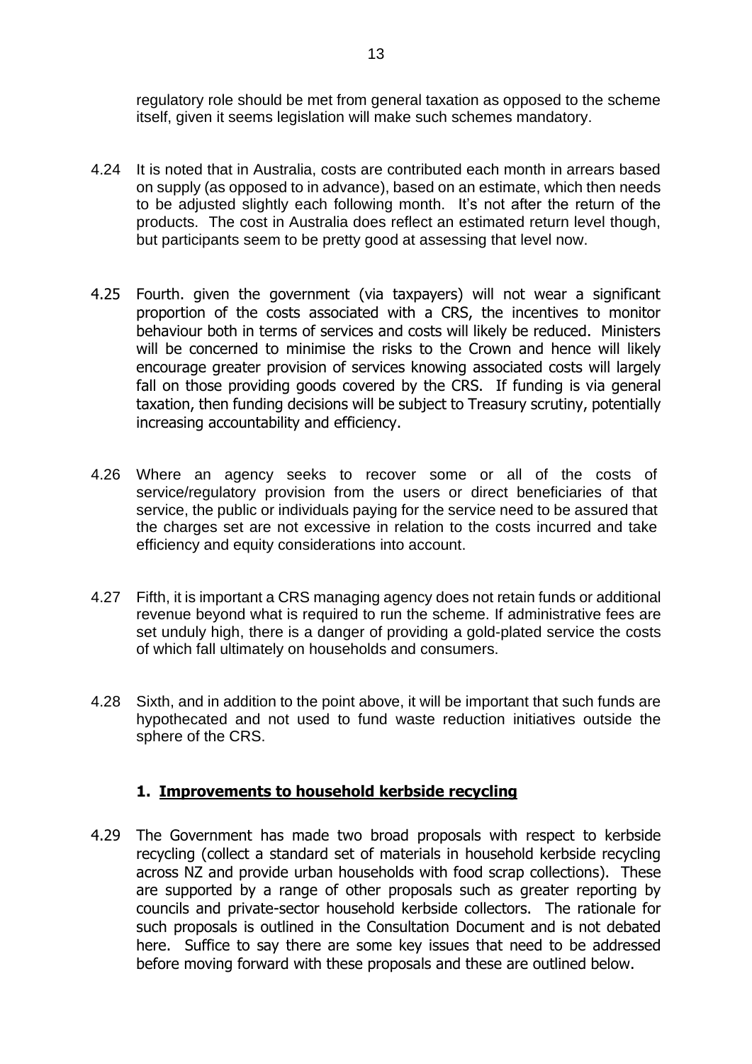regulatory role should be met from general taxation as opposed to the scheme itself, given it seems legislation will make such schemes mandatory.

4.24 It is noted that in Australia, costs are contributed each month in arrears based on supply (as opposed to in advance), based on an estimate, which then needs to be adjusted slightly each following month. It's not after the return of the products. The cost in Australia does reflect an estimated return level though, but participants seem to be pretty good at assessing that level now.

4.25 Fourth. given the government (via taxpayers) will not wear a significant proportion of the costs associated with a CRS, the incentives to monitor behaviour both in terms of services and costs will likely be reduced. Ministers will be concerned to minimise the risks to the Crown and hence will likely encourage greater provision of services knowing associated costs will largely fall on those providing goods covered by the CRS. If funding is via general taxation, then funding decisions will be subject to Treasury scrutiny, potentially increasing accountability and efficiency.

4.26 Where an agency seeks to recover some or all of the costs of service/regulatory provision from the users or direct beneficiaries of that service, the public or individuals paying for the service need to be assured that the charges set are not excessive in relation to the costs incurred and take efficiency and equity considerations into account.

4.27 Fifth, it is important a CRS managing agency does not retain funds or additional revenue beyond what is required to run the scheme. If administrative fees are set unduly high, there is a danger of providing a gold-plated service the costs of which fall ultimately on households and consumers.

4.28 Sixth, and in addition to the point above, it will be important that such funds are hypothecated and not used to fund waste reduction initiatives outside the sphere of the CRS.

## 1. Improvements to household kerbside recycling

4.29 The Government has made two broad proposals with respect to kerbside recycling (collect a standard set of materials in household kerbside recycling across NZ and provide urban households with food scrap collections). These are supported by a range of other proposals such as greater reporting by councils and private-sector household kerbside collectors. The rationale for such proposals is outlined in the Consultation Document and is not debated here. Suffice to say there are some key issues that need to be addressed before moving forward with these proposals and these are outlined below.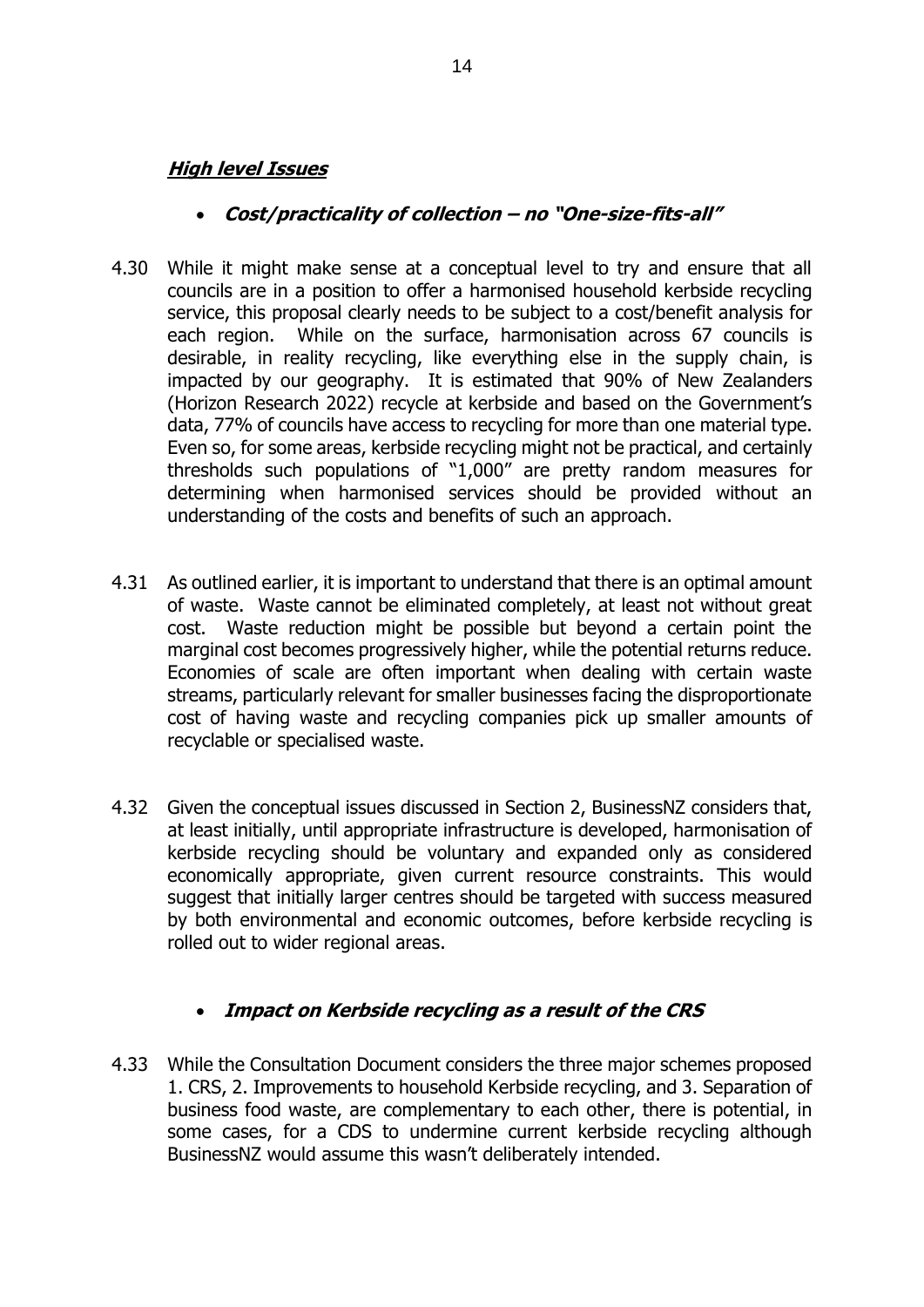## ***High level Issues***

- ***Cost/practicality of collection – no "One-size-fits-all"***

4.30 While it might make sense at a conceptual level to try and ensure that all councils are in a position to offer a harmonised household kerbside recycling service, this proposal clearly needs to be subject to a cost/benefit analysis for each region. While on the surface, harmonisation across 67 councils is desirable, in reality recycling, like everything else in the supply chain, is impacted by our geography. It is estimated that 90% of New Zealanders (Horizon Research 2022) recycle at kerbside and based on the Government's data, 77% of councils have access to recycling for more than one material type. Even so, for some areas, kerbside recycling might not be practical, and certainly thresholds such populations of "1,000" are pretty random measures for determining when harmonised services should be provided without an understanding of the costs and benefits of such an approach.

4.31 As outlined earlier, it is important to understand that there is an optimal amount of waste. Waste cannot be eliminated completely, at least not without great cost. Waste reduction might be possible but beyond a certain point the marginal cost becomes progressively higher, while the potential returns reduce. Economies of scale are often important when dealing with certain waste streams, particularly relevant for smaller businesses facing the disproportionate cost of having waste and recycling companies pick up smaller amounts of recyclable or specialised waste.

4.32 Given the conceptual issues discussed in Section 2, BusinessNZ considers that, at least initially, until appropriate infrastructure is developed, harmonisation of kerbside recycling should be voluntary and expanded only as considered economically appropriate, given current resource constraints. This would suggest that initially larger centres should be targeted with success measured by both environmental and economic outcomes, before kerbside recycling is rolled out to wider regional areas.

- ***Impact on Kerbside recycling as a result of the CRS***

4.33 While the Consultation Document considers the three major schemes proposed 1. CRS, 2. Improvements to household Kerbside recycling, and 3. Separation of business food waste, are complementary to each other, there is potential, in some cases, for a CDS to undermine current kerbside recycling although BusinessNZ would assume this wasn't deliberately intended.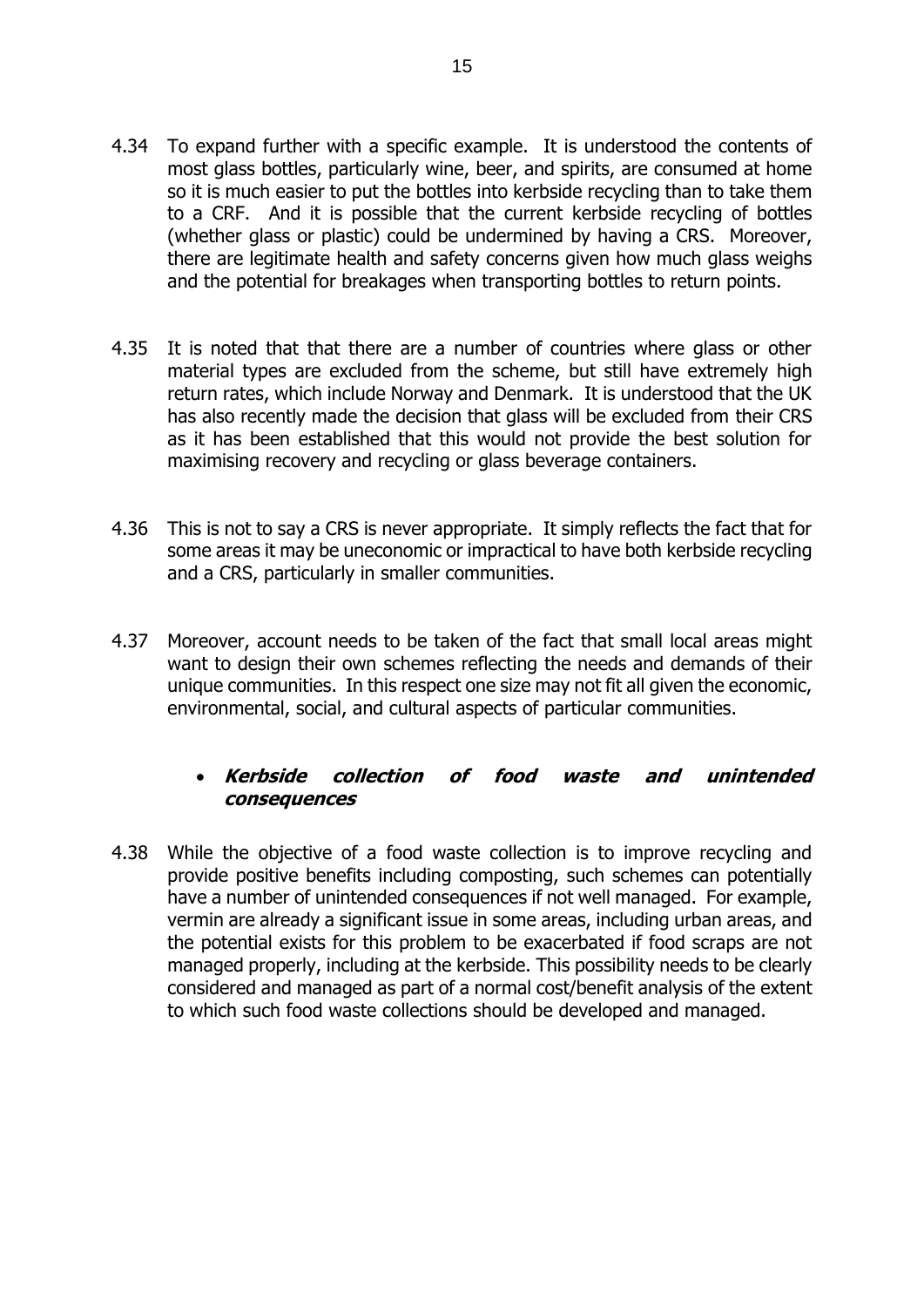4.34 To expand further with a specific example. It is understood the contents of most glass bottles, particularly wine, beer, and spirits, are consumed at home so it is much easier to put the bottles into kerbside recycling than to take them to a CRF. And it is possible that the current kerbside recycling of bottles (whether glass or plastic) could be undermined by having a CRS. Moreover, there are legitimate health and safety concerns given how much glass weighs and the potential for breakages when transporting bottles to return points.

4.35 It is noted that that there are a number of countries where glass or other material types are excluded from the scheme, but still have extremely high return rates, which include Norway and Denmark. It is understood that the UK has also recently made the decision that glass will be excluded from their CRS as it has been established that this would not provide the best solution for maximising recovery and recycling or glass beverage containers.

4.36 This is not to say a CRS is never appropriate. It simply reflects the fact that for some areas it may be uneconomic or impractical to have both kerbside recycling and a CRS, particularly in smaller communities.

4.37 Moreover, account needs to be taken of the fact that small local areas might want to design their own schemes reflecting the needs and demands of their unique communities. In this respect one size may not fit all given the economic, environmental, social, and cultural aspects of particular communities.

- ***Kerbside collection of food waste and unintended consequences***

4.38 While the objective of a food waste collection is to improve recycling and provide positive benefits including composting, such schemes can potentially have a number of unintended consequences if not well managed. For example, vermin are already a significant issue in some areas, including urban areas, and the potential exists for this problem to be exacerbated if food scraps are not managed properly, including at the kerbside. This possibility needs to be clearly considered and managed as part of a normal cost/benefit analysis of the extent to which such food waste collections should be developed and managed.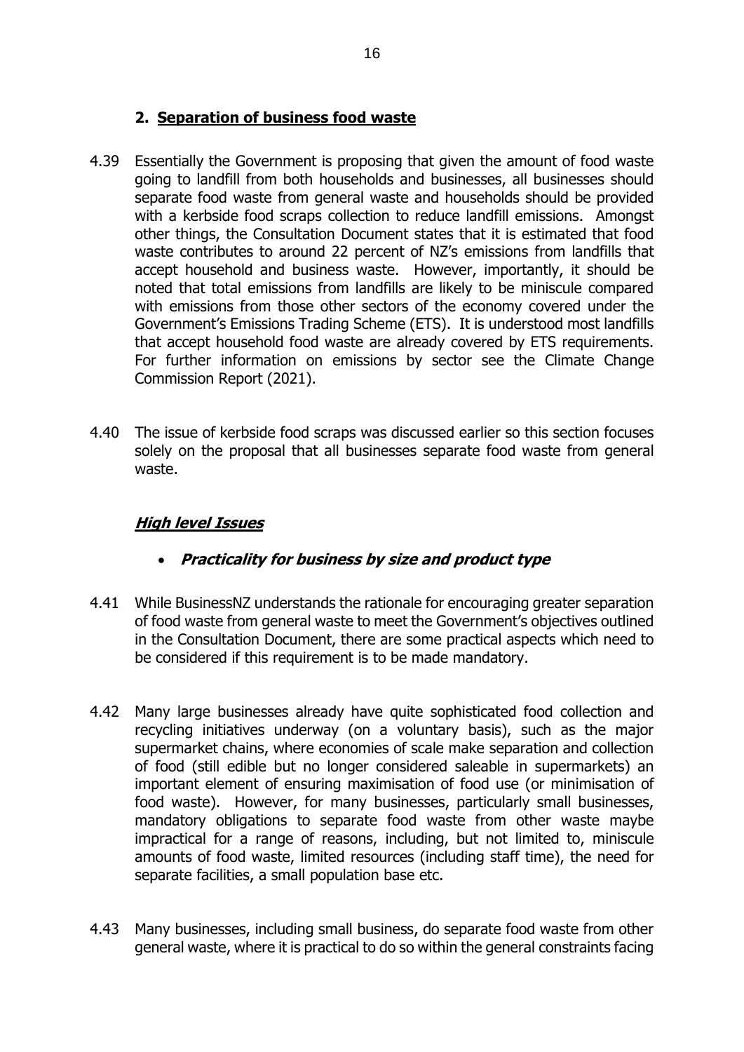## 2. <u>Separation of business food waste</u>

4.39 Essentially the Government is proposing that given the amount of food waste going to landfill from both households and businesses, all businesses should separate food waste from general waste and households should be provided with a kerbside food scraps collection to reduce landfill emissions. Amongst other things, the Consultation Document states that it is estimated that food waste contributes to around 22 percent of NZ's emissions from landfills that accept household and business waste. However, importantly, it should be noted that total emissions from landfills are likely to be miniscule compared with emissions from those other sectors of the economy covered under the Government's Emissions Trading Scheme (ETS). It is understood most landfills that accept household food waste are already covered by ETS requirements. For further information on emissions by sector see the Climate Change Commission Report (2021).

4.40 The issue of kerbside food scraps was discussed earlier so this section focuses solely on the proposal that all businesses separate food waste from general waste.

### ***<u>High level Issues</u>***

- ***Practicality for business by size and product type***

4.41 While BusinessNZ understands the rationale for encouraging greater separation of food waste from general waste to meet the Government's objectives outlined in the Consultation Document, there are some practical aspects which need to be considered if this requirement is to be made mandatory.

4.42 Many large businesses already have quite sophisticated food collection and recycling initiatives underway (on a voluntary basis), such as the major supermarket chains, where economies of scale make separation and collection of food (still edible but no longer considered saleable in supermarkets) an important element of ensuring maximisation of food use (or minimisation of food waste). However, for many businesses, particularly small businesses, mandatory obligations to separate food waste from other waste maybe impractical for a range of reasons, including, but not limited to, miniscule amounts of food waste, limited resources (including staff time), the need for separate facilities, a small population base etc.

4.43 Many businesses, including small business, do separate food waste from other general waste, where it is practical to do so within the general constraints facing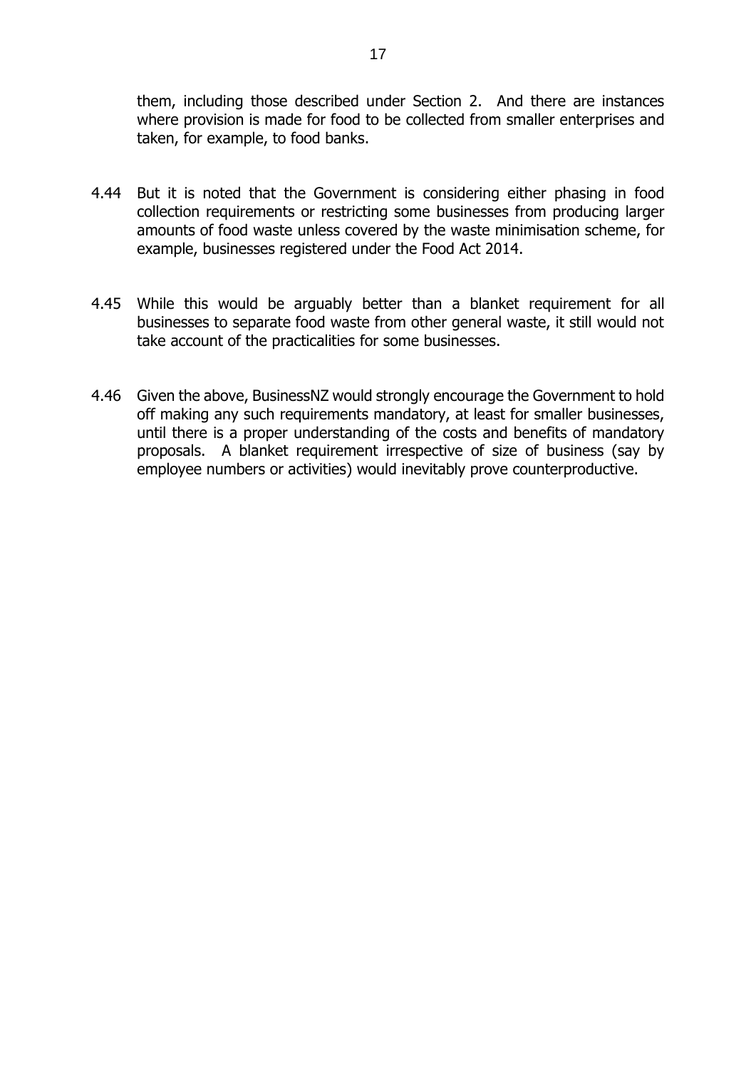them, including those described under Section 2. And there are instances where provision is made for food to be collected from smaller enterprises and taken, for example, to food banks.

4.44 But it is noted that the Government is considering either phasing in food collection requirements or restricting some businesses from producing larger amounts of food waste unless covered by the waste minimisation scheme, for example, businesses registered under the Food Act 2014.

4.45 While this would be arguably better than a blanket requirement for all businesses to separate food waste from other general waste, it still would not take account of the practicalities for some businesses.

4.46 Given the above, BusinessNZ would strongly encourage the Government to hold off making any such requirements mandatory, at least for smaller businesses, until there is a proper understanding of the costs and benefits of mandatory proposals. A blanket requirement irrespective of size of business (say by employee numbers or activities) would inevitably prove counterproductive.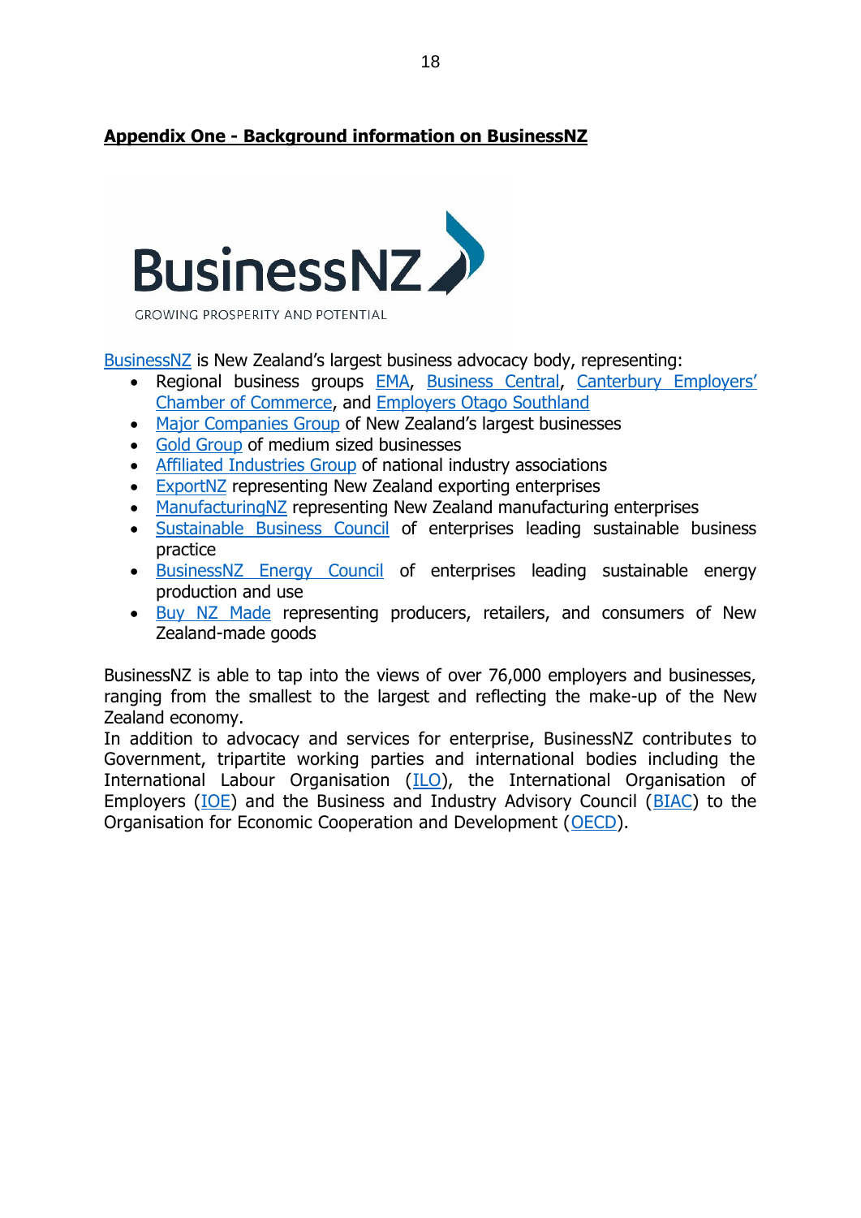## Appendix One - Background information on BusinessNZ

BusinessNZ

GROWING PROSPERITY AND POTENTIAL

BusinessNZ is New Zealand's largest business advocacy body, representing:

- Regional business groups EMA, Business Central, Canterbury Employers' Chamber of Commerce, and Employers Otago Southland
- Major Companies Group of New Zealand's largest businesses
- Gold Group of medium sized businesses
- Affiliated Industries Group of national industry associations
- ExportNZ representing New Zealand exporting enterprises
- ManufacturingNZ representing New Zealand manufacturing enterprises
- Sustainable Business Council of enterprises leading sustainable business practice
- BusinessNZ Energy Council of enterprises leading sustainable energy production and use
- Buy NZ Made representing producers, retailers, and consumers of New Zealand-made goods

BusinessNZ is able to tap into the views of over 76,000 employers and businesses, ranging from the smallest to the largest and reflecting the make-up of the New Zealand economy.

In addition to advocacy and services for enterprise, BusinessNZ contributes to Government, tripartite working parties and international bodies including the International Labour Organisation (ILO), the International Organisation of Employers (IOE) and the Business and Industry Advisory Council (BIAC) to the Organisation for Economic Cooperation and Development (OECD).